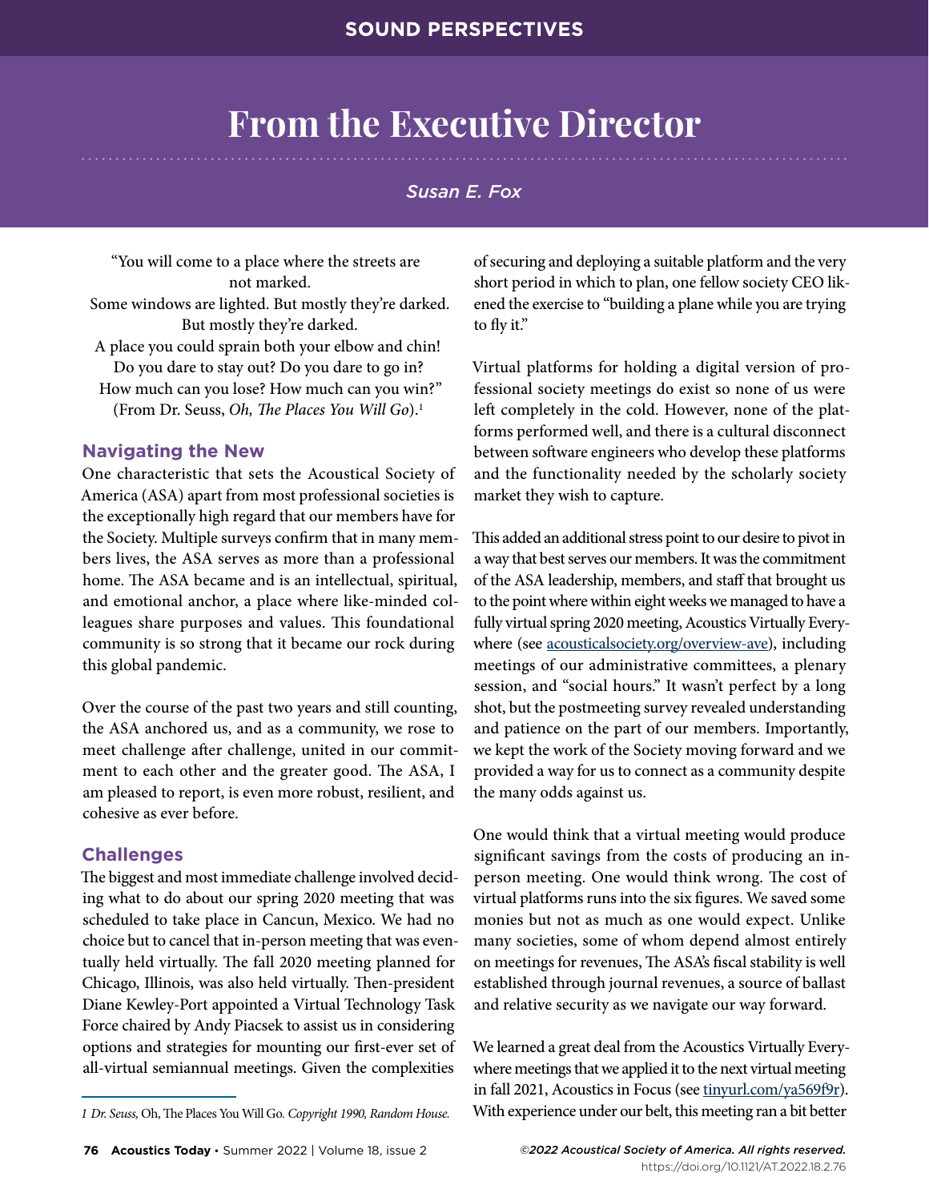SOUND PERSPECTIVES

# From the Executive Director

*Susan E. Fox*

"You will come to a place where the streets are not marked.
Some windows are lighted. But mostly they're darked.
But mostly they're darked.
A place you could sprain both your elbow and chin!
Do you dare to stay out? Do you dare to go in?
How much can you lose? How much can you win?"
(From Dr. Seuss, *Oh, The Places You Will Go*).[1]

## Navigating the New

One characteristic that sets the Acoustical Society of America (ASA) apart from most professional societies is the exceptionally high regard that our members have for the Society. Multiple surveys confirm that in many members lives, the ASA serves as more than a professional home. The ASA became and is an intellectual, spiritual, and emotional anchor, a place where like-minded colleagues share purposes and values. This foundational community is so strong that it became our rock during this global pandemic.

Over the course of the past two years and still counting, the ASA anchored us, and as a community, we rose to meet challenge after challenge, united in our commitment to each other and the greater good. The ASA, I am pleased to report, is even more robust, resilient, and cohesive as ever before.

## Challenges

The biggest and most immediate challenge involved deciding what to do about our spring 2020 meeting that was scheduled to take place in Cancun, Mexico. We had no choice but to cancel that in-person meeting that was eventually held virtually. The fall 2020 meeting planned for Chicago, Illinois, was also held virtually. Then-president Diane Kewley-Port appointed a Virtual Technology Task Force chaired by Andy Piacsek to assist us in considering options and strategies for mounting our first-ever set of all-virtual semiannual meetings. Given the complexities of securing and deploying a suitable platform and the very short period in which to plan, one fellow society CEO likened the exercise to "building a plane while you are trying to fly it."

Virtual platforms for holding a digital version of professional society meetings do exist so none of us were left completely in the cold. However, none of the platforms performed well, and there is a cultural disconnect between software engineers who develop these platforms and the functionality needed by the scholarly society market they wish to capture.

This added an additional stress point to our desire to pivot in a way that best serves our members. It was the commitment of the ASA leadership, members, and staff that brought us to the point where within eight weeks we managed to have a fully virtual spring 2020 meeting, Acoustics Virtually Everywhere (see acousticalsociety.org/overview-ave), including meetings of our administrative committees, a plenary session, and "social hours." It wasn't perfect by a long shot, but the postmeeting survey revealed understanding and patience on the part of our members. Importantly, we kept the work of the Society moving forward and we provided a way for us to connect as a community despite the many odds against us.

One would think that a virtual meeting would produce significant savings from the costs of producing an in-person meeting. One would think wrong. The cost of virtual platforms runs into the six figures. We saved some monies but not as much as one would expect. Unlike many societies, some of whom depend almost entirely on meetings for revenues, The ASA's fiscal stability is well established through journal revenues, a source of ballast and relative security as we navigate our way forward.

We learned a great deal from the Acoustics Virtually Everywhere meetings that we applied it to the next virtual meeting in fall 2021, Acoustics in Focus (see tinyurl.com/ya569f9r). With experience under our belt, this meeting ran a bit better

*1 Dr. Seuss,* Oh, The Places You Will Go. *Copyright 1990, Random House.*

*©2022 Acoustical Society of America. All rights reserved.*
https://doi.org/10.1121/AT.2022.18.2.76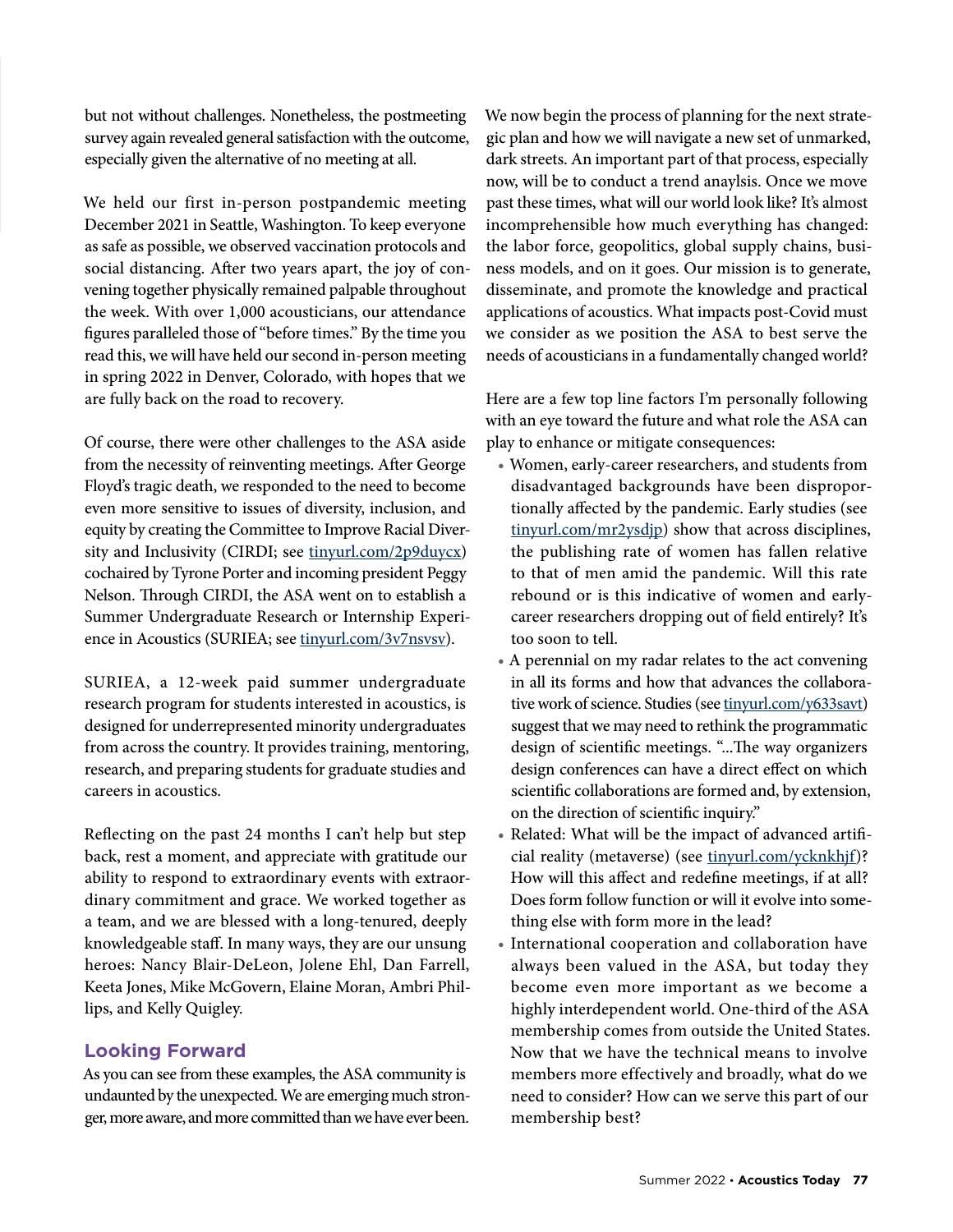but not without challenges. Nonetheless, the postmeeting survey again revealed general satisfaction with the outcome, especially given the alternative of no meeting at all.

We held our first in-person postpandemic meeting December 2021 in Seattle, Washington. To keep everyone as safe as possible, we observed vaccination protocols and social distancing. After two years apart, the joy of convening together physically remained palpable throughout the week. With over 1,000 acousticians, our attendance figures paralleled those of "before times." By the time you read this, we will have held our second in-person meeting in spring 2022 in Denver, Colorado, with hopes that we are fully back on the road to recovery.

Of course, there were other challenges to the ASA aside from the necessity of reinventing meetings. After George Floyd's tragic death, we responded to the need to become even more sensitive to issues of diversity, inclusion, and equity by creating the Committee to Improve Racial Diversity and Inclusivity (CIRDI; see tinyurl.com/2p9duycx) cochaired by Tyrone Porter and incoming president Peggy Nelson. Through CIRDI, the ASA went on to establish a Summer Undergraduate Research or Internship Experience in Acoustics (SURIEA; see tinyurl.com/3v7nsvsv).

SURIEA, a 12-week paid summer undergraduate research program for students interested in acoustics, is designed for underrepresented minority undergraduates from across the country. It provides training, mentoring, research, and preparing students for graduate studies and careers in acoustics.

Reflecting on the past 24 months I can't help but step back, rest a moment, and appreciate with gratitude our ability to respond to extraordinary events with extraordinary commitment and grace. We worked together as a team, and we are blessed with a long-tenured, deeply knowledgeable staff. In many ways, they are our unsung heroes: Nancy Blair-DeLeon, Jolene Ehl, Dan Farrell, Keeta Jones, Mike McGovern, Elaine Moran, Ambri Phillips, and Kelly Quigley.

## Looking Forward

As you can see from these examples, the ASA community is undaunted by the unexpected. We are emerging much stronger, more aware, and more committed than we have ever been. We now begin the process of planning for the next strategic plan and how we will navigate a new set of unmarked, dark streets. An important part of that process, especially now, will be to conduct a trend anaylsis. Once we move past these times, what will our world look like? It's almost incomprehensible how much everything has changed: the labor force, geopolitics, global supply chains, business models, and on it goes. Our mission is to generate, disseminate, and promote the knowledge and practical applications of acoustics. What impacts post-Covid must we consider as we position the ASA to best serve the needs of acousticians in a fundamentally changed world?

Here are a few top line factors I'm personally following with an eye toward the future and what role the ASA can play to enhance or mitigate consequences:

- Women, early-career researchers, and students from disadvantaged backgrounds have been disproportionally affected by the pandemic. Early studies (see tinyurl.com/mr2ysdjp) show that across disciplines, the publishing rate of women has fallen relative to that of men amid the pandemic. Will this rate rebound or is this indicative of women and early-career researchers dropping out of field entirely? It's too soon to tell.
- A perennial on my radar relates to the act convening in all its forms and how that advances the collaborative work of science. Studies (see tinyurl.com/y633savt) suggest that we may need to rethink the programmatic design of scientific meetings. "...The way organizers design conferences can have a direct effect on which scientific collaborations are formed and, by extension, on the direction of scientific inquiry."
- Related: What will be the impact of advanced artificial reality (metaverse) (see tinyurl.com/ycknkhjf)? How will this affect and redefine meetings, if at all? Does form follow function or will it evolve into something else with form more in the lead?
- International cooperation and collaboration have always been valued in the ASA, but today they become even more important as we become a highly interdependent world. One-third of the ASA membership comes from outside the United States. Now that we have the technical means to involve members more effectively and broadly, what do we need to consider? How can we serve this part of our membership best?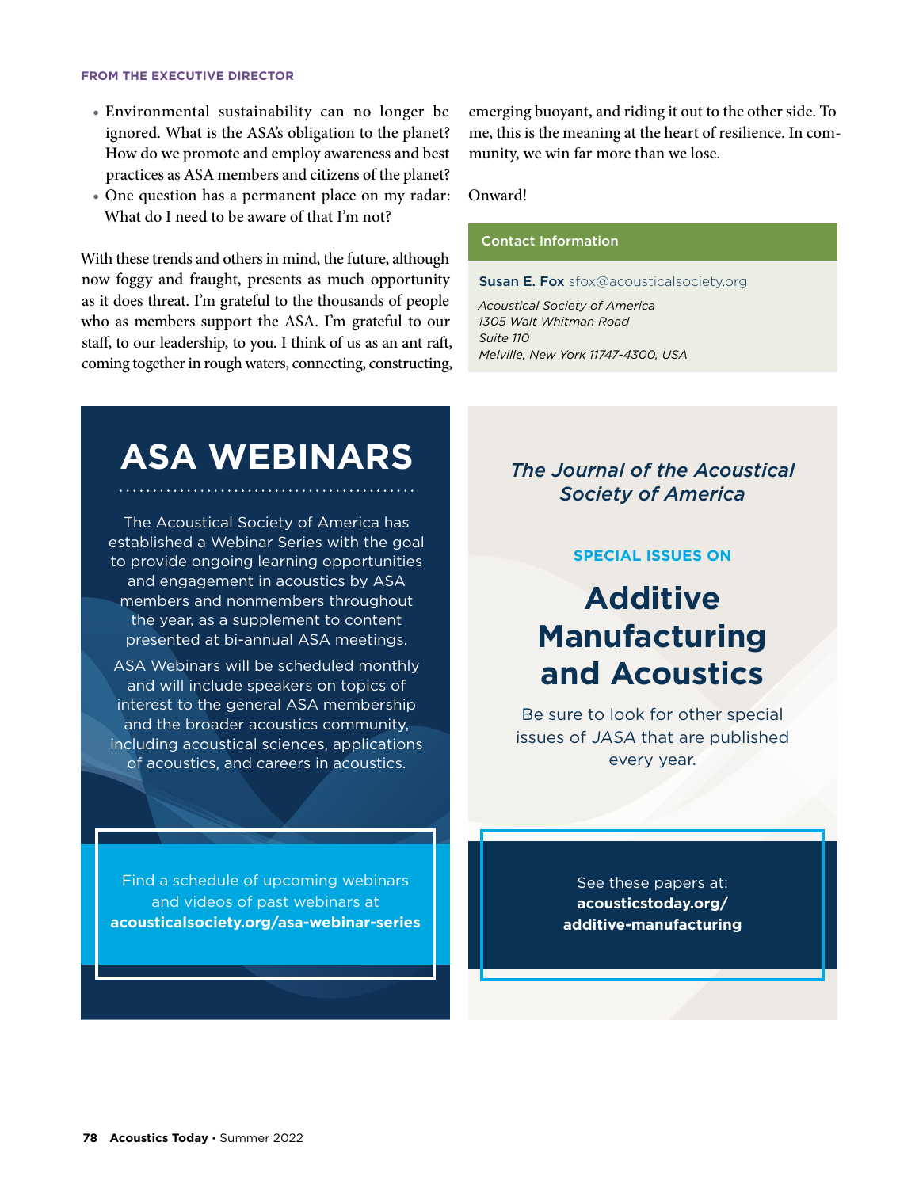- Environmental sustainability can no longer be ignored. What is the ASA's obligation to the planet? How do we promote and employ awareness and best practices as ASA members and citizens of the planet?
- One question has a permanent place on my radar: What do I need to be aware of that I'm not?

With these trends and others in mind, the future, although now foggy and fraught, presents as much opportunity as it does threat. I'm grateful to the thousands of people who as members support the ASA. I'm grateful to our staff, to our leadership, to you. I think of us as an ant raft, coming together in rough waters, connecting, constructing, emerging buoyant, and riding it out to the other side. To me, this is the meaning at the heart of resilience. In community, we win far more than we lose.

Onward!

**Contact Information**

**Susan E. Fox** sfox@acousticalsociety.org

*Acoustical Society of America*
*1305 Walt Whitman Road*
*Suite 110*
*Melville, New York 11747-4300, USA*

# ASA WEBINARS

The Acoustical Society of America has established a Webinar Series with the goal to provide ongoing learning opportunities and engagement in acoustics by ASA members and nonmembers throughout the year, as a supplement to content presented at bi-annual ASA meetings.

ASA Webinars will be scheduled monthly and will include speakers on topics of interest to the general ASA membership and the broader acoustics community, including acoustical sciences, applications of acoustics, and careers in acoustics.

Find a schedule of upcoming webinars and videos of past webinars at **acousticalsociety.org/asa-webinar-series**

*The Journal of the Acoustical Society of America*

**SPECIAL ISSUES ON**

# Additive Manufacturing and Acoustics

Be sure to look for other special issues of *JASA* that are published every year.

See these papers at: **acousticstoday.org/additive-manufacturing**